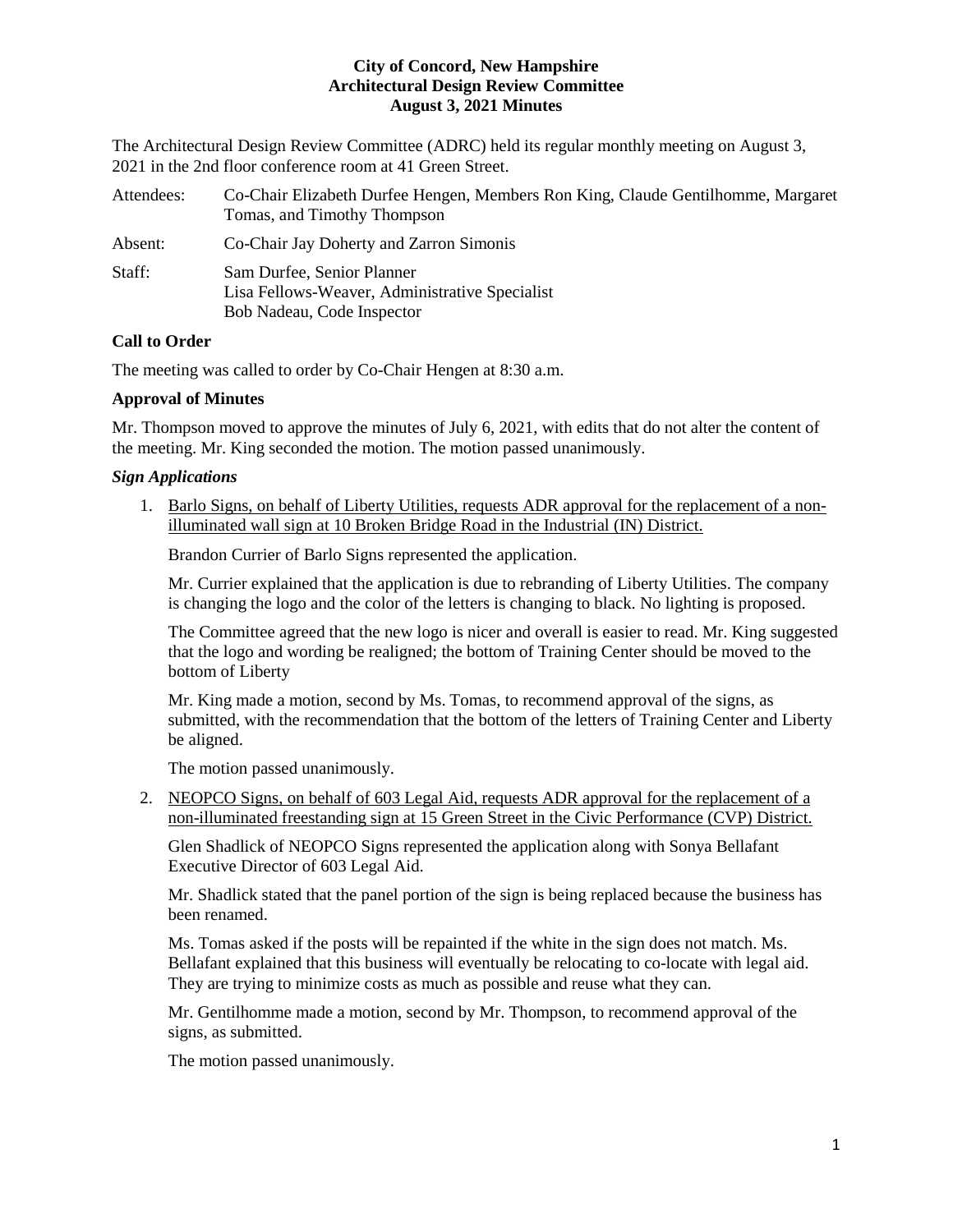**City of Concord, New Hampshire**
**Architectural Design Review Committee**
**August 3, 2021 Minutes**

The Architectural Design Review Committee (ADRC) held its regular monthly meeting on August 3, 2021 in the 2nd floor conference room at 41 Green Street.

Attendees: Co-Chair Elizabeth Durfee Hengen, Members Ron King, Claude Gentilhomme, Margaret Tomas, and Timothy Thompson

Absent: Co-Chair Jay Doherty and Zarron Simonis

Staff: Sam Durfee, Senior Planner
Lisa Fellows-Weaver, Administrative Specialist
Bob Nadeau, Code Inspector

**Call to Order**

The meeting was called to order by Co-Chair Hengen at 8:30 a.m.

**Approval of Minutes**

Mr. Thompson moved to approve the minutes of July 6, 2021, with edits that do not alter the content of the meeting. Mr. King seconded the motion. The motion passed unanimously.

***Sign Applications***

1. <u>Barlo Signs, on behalf of Liberty Utilities, requests ADR approval for the replacement of a non-illuminated wall sign at 10 Broken Bridge Road in the Industrial (IN) District.</u>

   Brandon Currier of Barlo Signs represented the application.

   Mr. Currier explained that the application is due to rebranding of Liberty Utilities. The company is changing the logo and the color of the letters is changing to black. No lighting is proposed.

   The Committee agreed that the new logo is nicer and overall is easier to read. Mr. King suggested that the logo and wording be realigned; the bottom of Training Center should be moved to the bottom of Liberty

   Mr. King made a motion, second by Ms. Tomas, to recommend approval of the signs, as submitted, with the recommendation that the bottom of the letters of Training Center and Liberty be aligned.

   The motion passed unanimously.

2. <u>NEOPCO Signs, on behalf of 603 Legal Aid, requests ADR approval for the replacement of a non-illuminated freestanding sign at 15 Green Street in the Civic Performance (CVP) District.</u>

   Glen Shadlick of NEOPCO Signs represented the application along with Sonya Bellafant Executive Director of 603 Legal Aid.

   Mr. Shadlick stated that the panel portion of the sign is being replaced because the business has been renamed.

   Ms. Tomas asked if the posts will be repainted if the white in the sign does not match. Ms. Bellafant explained that this business will eventually be relocating to co-locate with legal aid. They are trying to minimize costs as much as possible and reuse what they can.

   Mr. Gentilhomme made a motion, second by Mr. Thompson, to recommend approval of the signs, as submitted.

   The motion passed unanimously.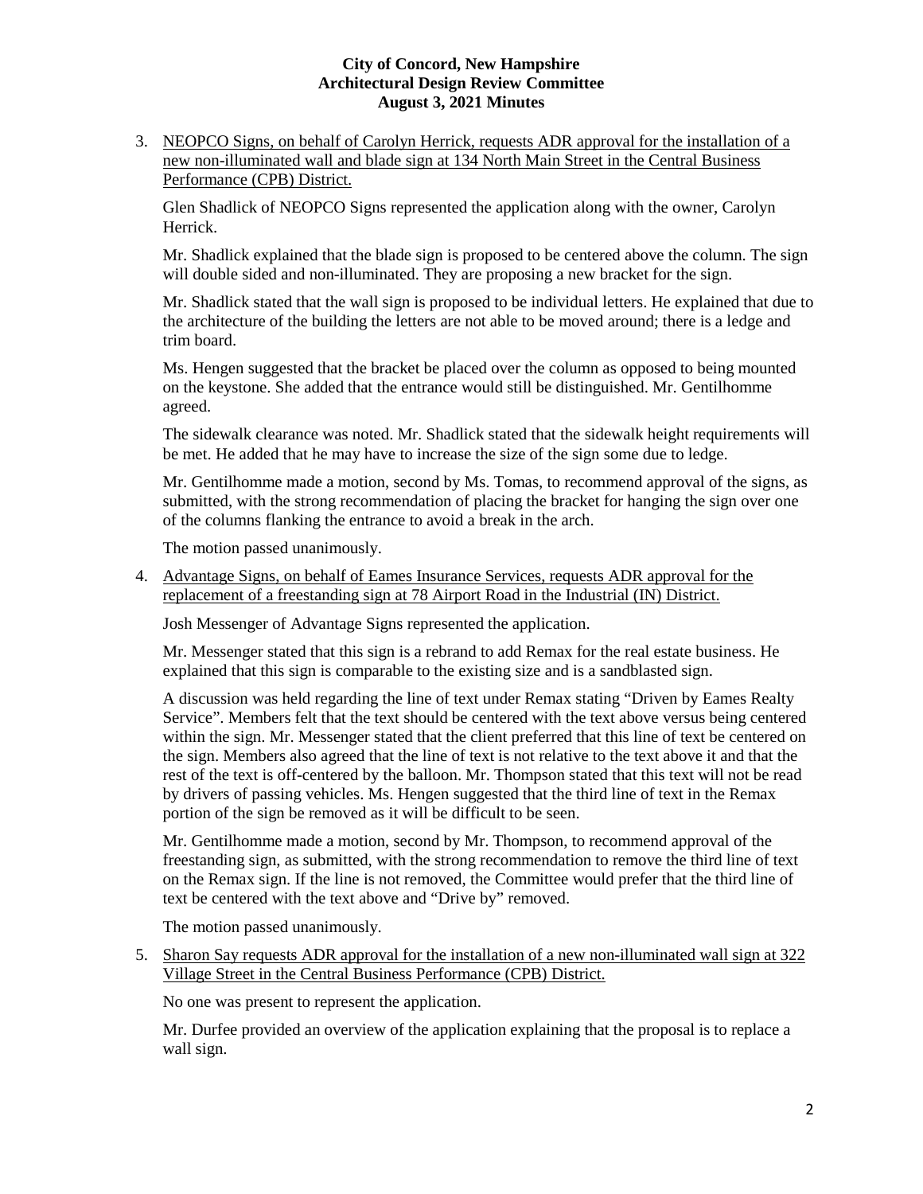**City of Concord, New Hampshire**
**Architectural Design Review Committee**
**August 3, 2021 Minutes**

3. NEOPCO Signs, on behalf of Carolyn Herrick, requests ADR approval for the installation of a new non-illuminated wall and blade sign at 134 North Main Street in the Central Business Performance (CPB) District.

   Glen Shadlick of NEOPCO Signs represented the application along with the owner, Carolyn Herrick.

   Mr. Shadlick explained that the blade sign is proposed to be centered above the column. The sign will double sided and non-illuminated. They are proposing a new bracket for the sign.

   Mr. Shadlick stated that the wall sign is proposed to be individual letters. He explained that due to the architecture of the building the letters are not able to be moved around; there is a ledge and trim board.

   Ms. Hengen suggested that the bracket be placed over the column as opposed to being mounted on the keystone. She added that the entrance would still be distinguished. Mr. Gentilhomme agreed.

   The sidewalk clearance was noted. Mr. Shadlick stated that the sidewalk height requirements will be met. He added that he may have to increase the size of the sign some due to ledge.

   Mr. Gentilhomme made a motion, second by Ms. Tomas, to recommend approval of the signs, as submitted, with the strong recommendation of placing the bracket for hanging the sign over one of the columns flanking the entrance to avoid a break in the arch.

   The motion passed unanimously.

4. Advantage Signs, on behalf of Eames Insurance Services, requests ADR approval for the replacement of a freestanding sign at 78 Airport Road in the Industrial (IN) District.

   Josh Messenger of Advantage Signs represented the application.

   Mr. Messenger stated that this sign is a rebrand to add Remax for the real estate business. He explained that this sign is comparable to the existing size and is a sandblasted sign.

   A discussion was held regarding the line of text under Remax stating "Driven by Eames Realty Service". Members felt that the text should be centered with the text above versus being centered within the sign. Mr. Messenger stated that the client preferred that this line of text be centered on the sign. Members also agreed that the line of text is not relative to the text above it and that the rest of the text is off-centered by the balloon. Mr. Thompson stated that this text will not be read by drivers of passing vehicles. Ms. Hengen suggested that the third line of text in the Remax portion of the sign be removed as it will be difficult to be seen.

   Mr. Gentilhomme made a motion, second by Mr. Thompson, to recommend approval of the freestanding sign, as submitted, with the strong recommendation to remove the third line of text on the Remax sign. If the line is not removed, the Committee would prefer that the third line of text be centered with the text above and "Drive by" removed.

   The motion passed unanimously.

5. Sharon Say requests ADR approval for the installation of a new non-illuminated wall sign at 322 Village Street in the Central Business Performance (CPB) District.

   No one was present to represent the application.

   Mr. Durfee provided an overview of the application explaining that the proposal is to replace a wall sign.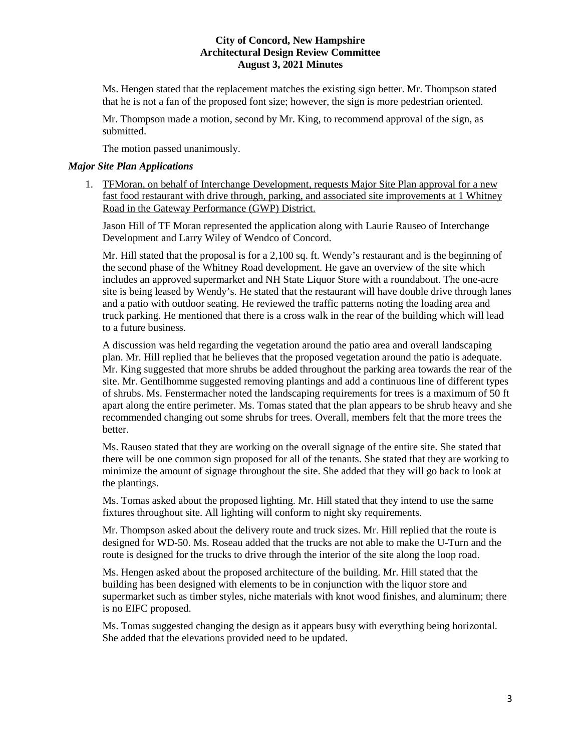Ms. Hengen stated that the replacement matches the existing sign better. Mr. Thompson stated that he is not a fan of the proposed font size; however, the sign is more pedestrian oriented.

Mr. Thompson made a motion, second by Mr. King, to recommend approval of the sign, as submitted.

The motion passed unanimously.

### *Major Site Plan Applications*

1. TFMoran, on behalf of Interchange Development, requests Major Site Plan approval for a new fast food restaurant with drive through, parking, and associated site improvements at 1 Whitney Road in the Gateway Performance (GWP) District.

   Jason Hill of TF Moran represented the application along with Laurie Rauseo of Interchange Development and Larry Wiley of Wendco of Concord.

   Mr. Hill stated that the proposal is for a 2,100 sq. ft. Wendy's restaurant and is the beginning of the second phase of the Whitney Road development. He gave an overview of the site which includes an approved supermarket and NH State Liquor Store with a roundabout. The one-acre site is being leased by Wendy's. He stated that the restaurant will have double drive through lanes and a patio with outdoor seating. He reviewed the traffic patterns noting the loading area and truck parking. He mentioned that there is a cross walk in the rear of the building which will lead to a future business.

   A discussion was held regarding the vegetation around the patio area and overall landscaping plan. Mr. Hill replied that he believes that the proposed vegetation around the patio is adequate. Mr. King suggested that more shrubs be added throughout the parking area towards the rear of the site. Mr. Gentilhomme suggested removing plantings and add a continuous line of different types of shrubs. Ms. Fenstermacher noted the landscaping requirements for trees is a maximum of 50 ft apart along the entire perimeter. Ms. Tomas stated that the plan appears to be shrub heavy and she recommended changing out some shrubs for trees. Overall, members felt that the more trees the better.

   Ms. Rauseo stated that they are working on the overall signage of the entire site. She stated that there will be one common sign proposed for all of the tenants. She stated that they are working to minimize the amount of signage throughout the site. She added that they will go back to look at the plantings.

   Ms. Tomas asked about the proposed lighting. Mr. Hill stated that they intend to use the same fixtures throughout site. All lighting will conform to night sky requirements.

   Mr. Thompson asked about the delivery route and truck sizes. Mr. Hill replied that the route is designed for WD-50. Ms. Roseau added that the trucks are not able to make the U-Turn and the route is designed for the trucks to drive through the interior of the site along the loop road.

   Ms. Hengen asked about the proposed architecture of the building. Mr. Hill stated that the building has been designed with elements to be in conjunction with the liquor store and supermarket such as timber styles, niche materials with knot wood finishes, and aluminum; there is no EIFC proposed.

   Ms. Tomas suggested changing the design as it appears busy with everything being horizontal. She added that the elevations provided need to be updated.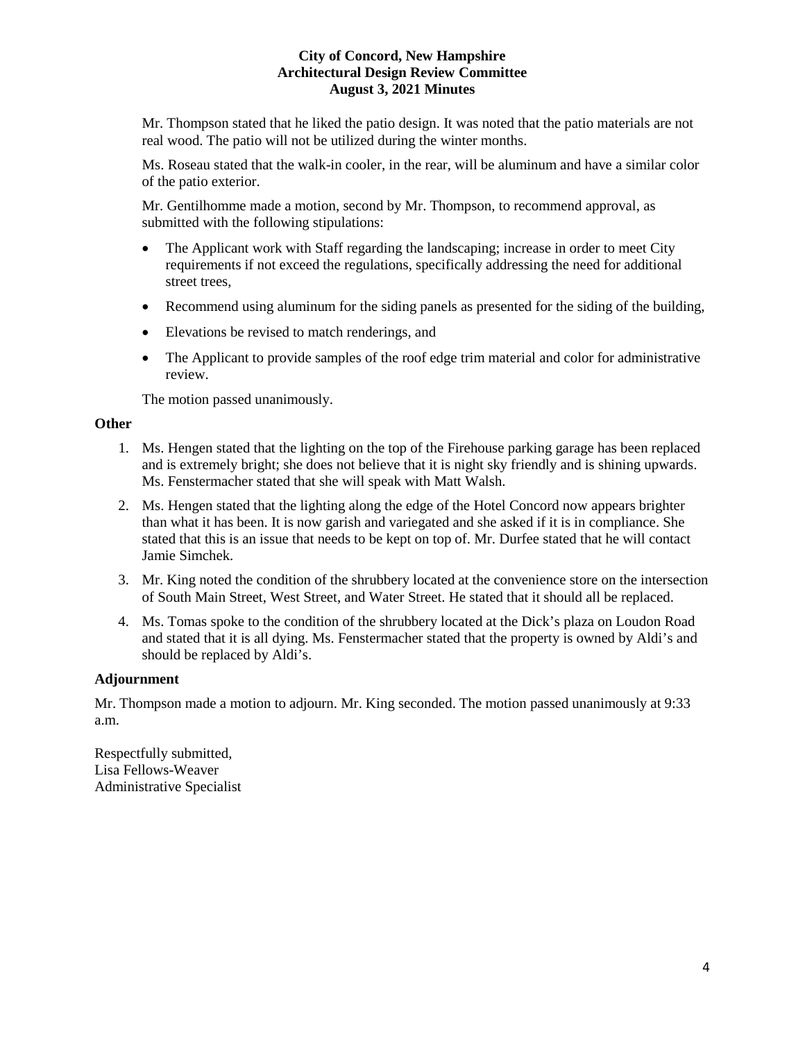Mr. Thompson stated that he liked the patio design. It was noted that the patio materials are not real wood. The patio will not be utilized during the winter months.

Ms. Roseau stated that the walk-in cooler, in the rear, will be aluminum and have a similar color of the patio exterior.

Mr. Gentilhomme made a motion, second by Mr. Thompson, to recommend approval, as submitted with the following stipulations:

- The Applicant work with Staff regarding the landscaping; increase in order to meet City requirements if not exceed the regulations, specifically addressing the need for additional street trees,
- Recommend using aluminum for the siding panels as presented for the siding of the building,
- Elevations be revised to match renderings, and
- The Applicant to provide samples of the roof edge trim material and color for administrative review.

The motion passed unanimously.

### Other

1. Ms. Hengen stated that the lighting on the top of the Firehouse parking garage has been replaced and is extremely bright; she does not believe that it is night sky friendly and is shining upwards. Ms. Fenstermacher stated that she will speak with Matt Walsh.
2. Ms. Hengen stated that the lighting along the edge of the Hotel Concord now appears brighter than what it has been. It is now garish and variegated and she asked if it is in compliance. She stated that this is an issue that needs to be kept on top of. Mr. Durfee stated that he will contact Jamie Simchek.
3. Mr. King noted the condition of the shrubbery located at the convenience store on the intersection of South Main Street, West Street, and Water Street. He stated that it should all be replaced.
4. Ms. Tomas spoke to the condition of the shrubbery located at the Dick's plaza on Loudon Road and stated that it is all dying. Ms. Fenstermacher stated that the property is owned by Aldi's and should be replaced by Aldi's.

### Adjournment

Mr. Thompson made a motion to adjourn. Mr. King seconded. The motion passed unanimously at 9:33 a.m.

Respectfully submitted,
Lisa Fellows-Weaver
Administrative Specialist